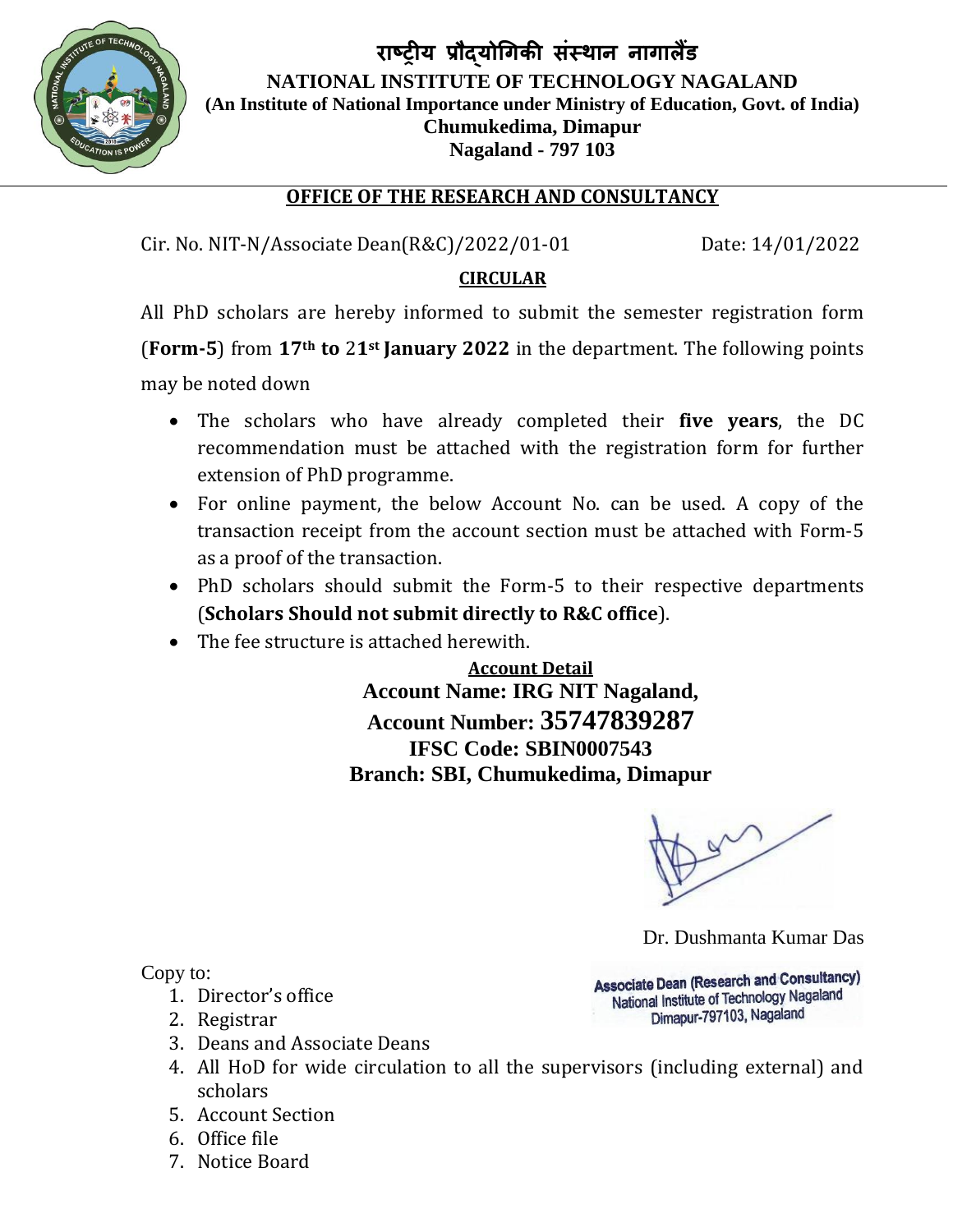# राष्ट्रीय प्रौद्योगिकी संस्थान नागालैंड

**NATIONAL INSTITUTE OF TECHNOLOGY NAGALAND**

**(An Institute of National Importance under Ministry of Education, Govt. of India)**

**Chumukedima, Dimapur**

**Nagaland - 797 103**

## OFFICE OF THE RESEARCH AND CONSULTANCY

Cir. No. NIT-N/Associate Dean(R&C)/2022/01-01 Date: 14/01/2022

## CIRCULAR

All PhD scholars are hereby informed to submit the semester registration form (**Form-5**) from **17th to 21st January 2022** in the department. The following points may be noted down

- The scholars who have already completed their **five years**, the DC recommendation must be attached with the registration form for further extension of PhD programme.
- For online payment, the below Account No. can be used. A copy of the transaction receipt from the account section must be attached with Form-5 as a proof of the transaction.
- PhD scholars should submit the Form-5 to their respective departments (**Scholars Should not submit directly to R&C office**).
- The fee structure is attached herewith.

**Account Detail**

**Account Name: IRG NIT Nagaland,**

**Account Number: 35747839287**

**IFSC Code: SBIN0007543**

**Branch: SBI, Chumukedima, Dimapur**

Dr. Dushmanta Kumar Das

Associate Dean (Research and Consultancy)
National Institute of Technology Nagaland
Dimapur-797103, Nagaland

Copy to:

1. Director's office
2. Registrar
3. Deans and Associate Deans
4. All HoD for wide circulation to all the supervisors (including external) and scholars
5. Account Section
6. Office file
7. Notice Board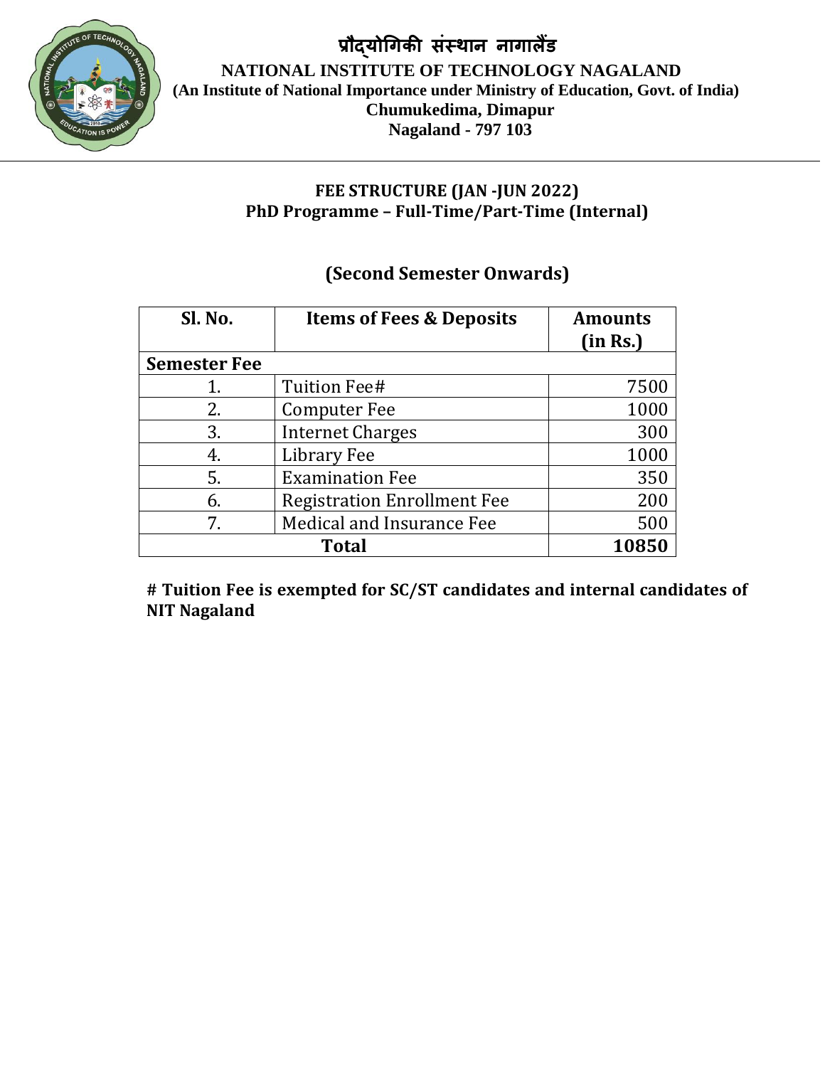# प्रौद्योगिकी संस्थान नागालैंड

**NATIONAL INSTITUTE OF TECHNOLOGY NAGALAND**

**(An Institute of National Importance under Ministry of Education, Govt. of India)**

**Chumukedima, Dimapur**

**Nagaland - 797 103**

---

## FEE STRUCTURE (JAN -JUN 2022)
## PhD Programme – Full-Time/Part-Time (Internal)

### (Second Semester Onwards)

| Sl. No. | Items of Fees & Deposits | Amounts (in Rs.) |
|---|---|---|
| **Semester Fee** | | |
| 1. | Tuition Fee# | 7500 |
| 2. | Computer Fee | 1000 |
| 3. | Internet Charges | 300 |
| 4. | Library Fee | 1000 |
| 5. | Examination Fee | 350 |
| 6. | Registration Enrollment Fee | 200 |
| 7. | Medical and Insurance Fee | 500 |
| **Total** | | **10850** |

**# Tuition Fee is exempted for SC/ST candidates and internal candidates of NIT Nagaland**